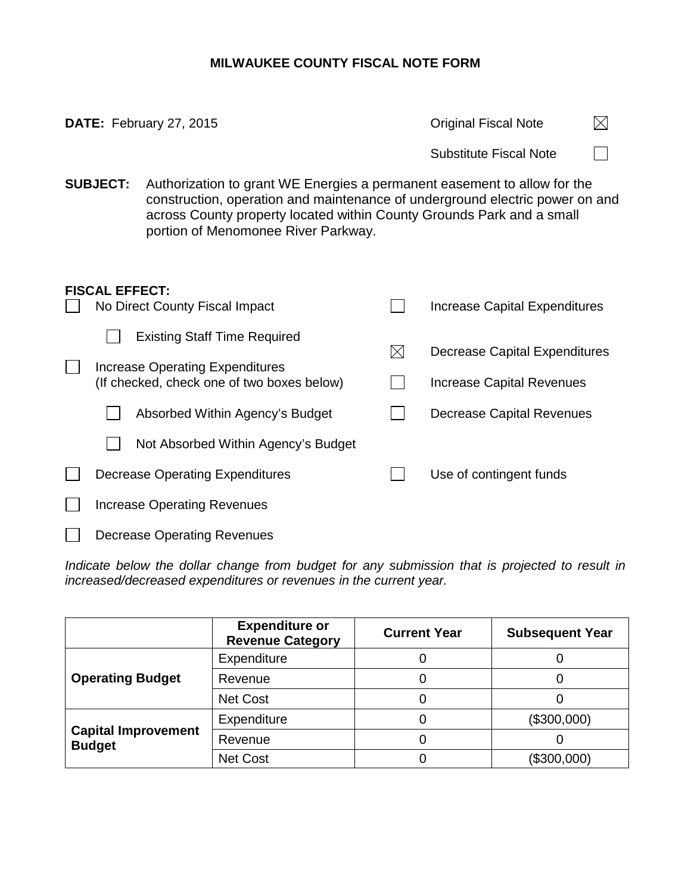# MILWAUKEE COUNTY FISCAL NOTE FORM

**DATE:** February 27, 2015

Original Fiscal Note ☒

Substitute Fiscal Note ☐

**SUBJECT:** Authorization to grant WE Energies a permanent easement to allow for the construction, operation and maintenance of underground electric power on and across County property located within County Grounds Park and a small portion of Menomonee River Parkway.

**FISCAL EFFECT:**

- ☐ No Direct County Fiscal Impact
  - ☐ Existing Staff Time Required
- ☐ Increase Operating Expenditures (If checked, check one of two boxes below)
  - ☐ Absorbed Within Agency's Budget
  - ☐ Not Absorbed Within Agency's Budget
- ☐ Decrease Operating Expenditures
- ☐ Increase Operating Revenues
- ☐ Decrease Operating Revenues
- ☐ Increase Capital Expenditures
- ☒ Decrease Capital Expenditures
- ☐ Increase Capital Revenues
- ☐ Decrease Capital Revenues
- ☐ Use of contingent funds

*Indicate below the dollar change from budget for any submission that is projected to result in increased/decreased expenditures or revenues in the current year.*

| | Expenditure or Revenue Category | Current Year | Subsequent Year |
|---|---|---|---|
| **Operating Budget** | Expenditure | 0 | 0 |
| | Revenue | 0 | 0 |
| | Net Cost | 0 | 0 |
| **Capital Improvement Budget** | Expenditure | 0 | ($300,000) |
| | Revenue | 0 | 0 |
| | Net Cost | 0 | ($300,000) |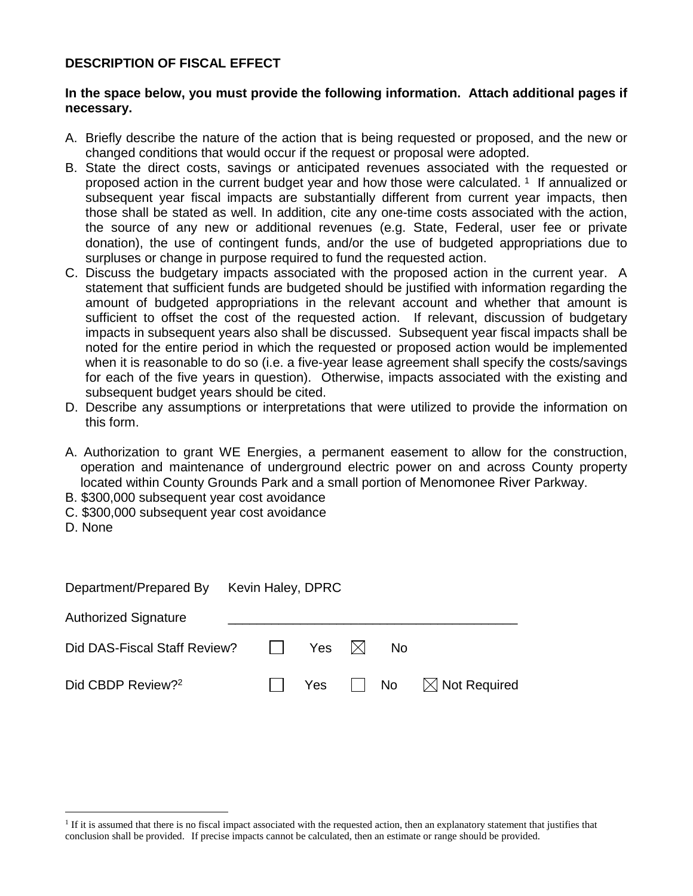**DESCRIPTION OF FISCAL EFFECT**

**In the space below, you must provide the following information. Attach additional pages if necessary.**

A. Briefly describe the nature of the action that is being requested or proposed, and the new or changed conditions that would occur if the request or proposal were adopted.

B. State the direct costs, savings or anticipated revenues associated with the requested or proposed action in the current budget year and how those were calculated. [1] If annualized or subsequent year fiscal impacts are substantially different from current year impacts, then those shall be stated as well. In addition, cite any one-time costs associated with the action, the source of any new or additional revenues (e.g. State, Federal, user fee or private donation), the use of contingent funds, and/or the use of budgeted appropriations due to surpluses or change in purpose required to fund the requested action.

C. Discuss the budgetary impacts associated with the proposed action in the current year. A statement that sufficient funds are budgeted should be justified with information regarding the amount of budgeted appropriations in the relevant account and whether that amount is sufficient to offset the cost of the requested action. If relevant, discussion of budgetary impacts in subsequent years also shall be discussed. Subsequent year fiscal impacts shall be noted for the entire period in which the requested or proposed action would be implemented when it is reasonable to do so (i.e. a five-year lease agreement shall specify the costs/savings for each of the five years in question). Otherwise, impacts associated with the existing and subsequent budget years should be cited.

D. Describe any assumptions or interpretations that were utilized to provide the information on this form.

A. Authorization to grant WE Energies, a permanent easement to allow for the construction, operation and maintenance of underground electric power on and across County property located within County Grounds Park and a small portion of Menomonee River Parkway.

B. $300,000 subsequent year cost avoidance

C. $300,000 subsequent year cost avoidance

D. None

Department/Prepared By Kevin Haley, DPRC

Authorized Signature \_\_\_\_\_\_\_\_\_\_\_\_\_\_\_\_\_\_\_\_\_\_\_\_\_\_\_\_\_\_\_\_\_\_\_\_\_\_\_\_

Did DAS-Fiscal Staff Review? ☐ Yes ☒ No

Did CBDP Review?[2] ☐ Yes ☐ No ☒ Not Required

[1] If it is assumed that there is no fiscal impact associated with the requested action, then an explanatory statement that justifies that conclusion shall be provided. If precise impacts cannot be calculated, then an estimate or range should be provided.